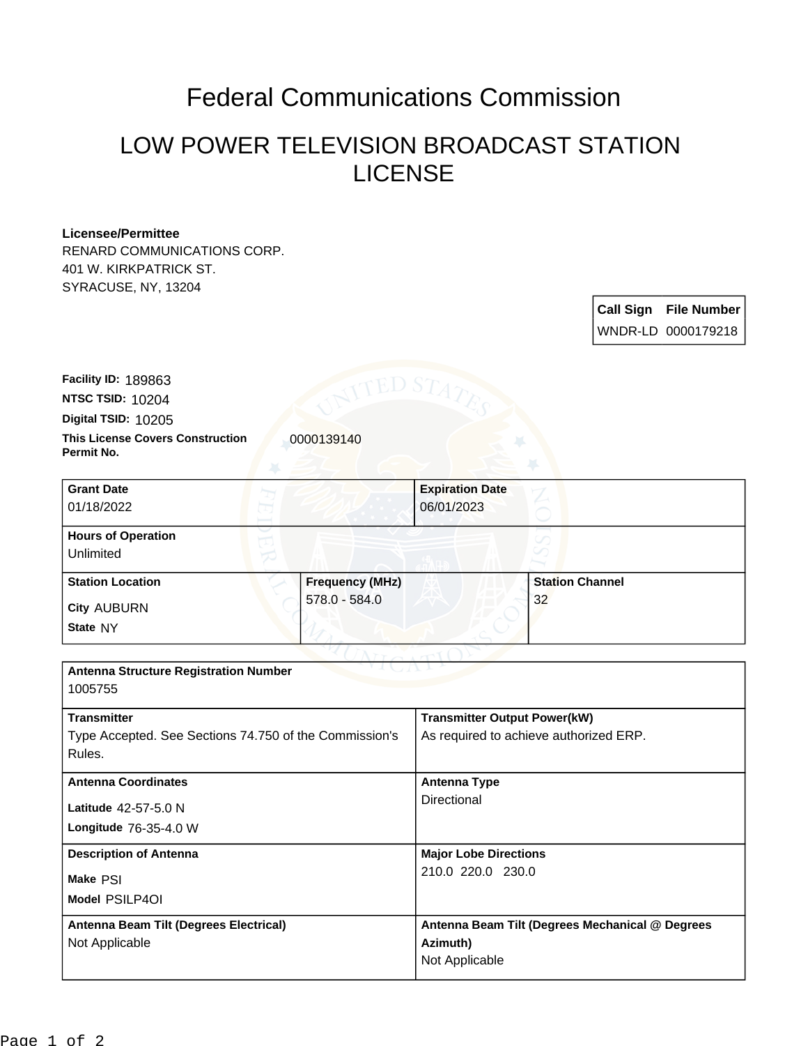# Federal Communications Commission

## LOW POWER TELEVISION BROADCAST STATION LICENSE

**Licensee/Permittee**
RENARD COMMUNICATIONS CORP.
401 W. KIRKPATRICK ST.
SYRACUSE, NY, 13204

| Call Sign | File Number |
| --- | --- |
| WNDR-LD | 0000179218 |

**Facility ID:** 189863
**NTSC TSID:** 10204
**Digital TSID:** 10205
**This License Covers Construction Permit No.** 0000139140

| **Grant Date** | **Expiration Date** |
| --- | --- |
| 01/18/2022 | 06/01/2023 |

**Hours of Operation**
Unlimited

| **Station Location** | **Frequency (MHz)** | **Station Channel** |
| --- | --- | --- |
| City AUBURN<br>State NY | 578.0 - 584.0 | 32 |

**Antenna Structure Registration Number**
1005755

| **Transmitter** | **Transmitter Output Power(kW)** |
| --- | --- |
| Type Accepted. See Sections 74.750 of the Commission's Rules. | As required to achieve authorized ERP. |

| **Antenna Coordinates** | **Antenna Type** |
| --- | --- |
| Latitude 42-57-5.0 N<br>Longitude 76-35-4.0 W | Directional |

| **Description of Antenna** | **Major Lobe Directions** |
| --- | --- |
| Make PSI<br>Model PSILP4OI | 210.0 220.0 230.0 |

| **Antenna Beam Tilt (Degrees Electrical)** | **Antenna Beam Tilt (Degrees Mechanical @ Degrees Azimuth)** |
| --- | --- |
| Not Applicable | Not Applicable |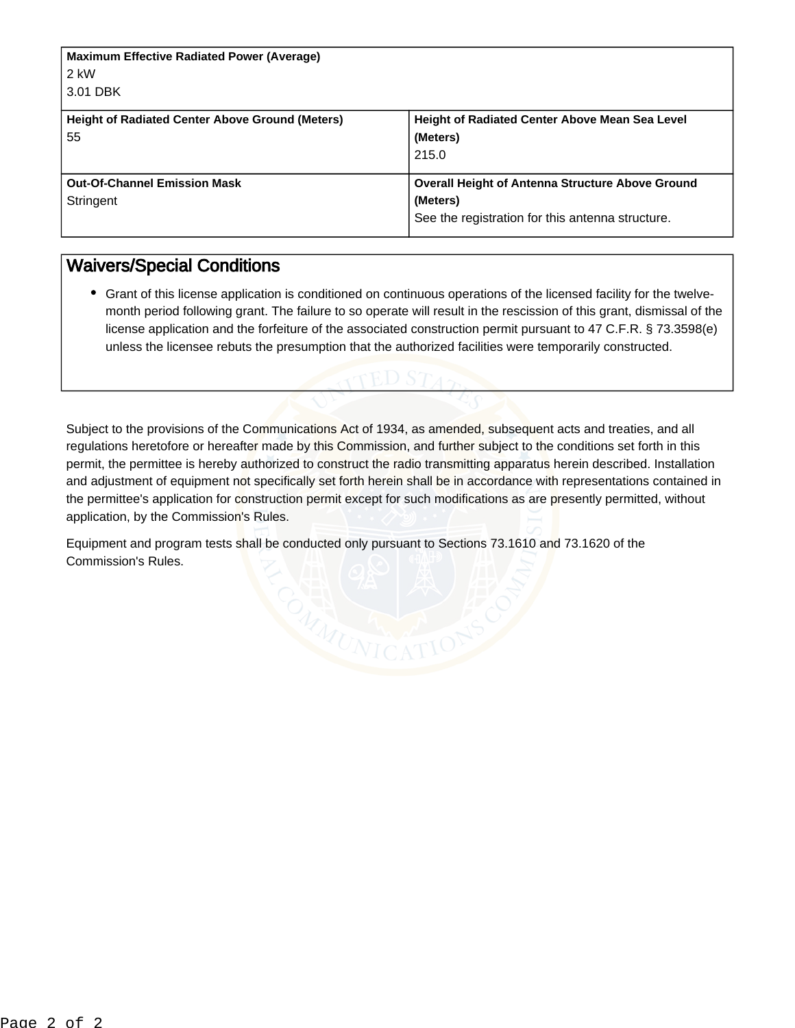| | |
|---|---|
| **Maximum Effective Radiated Power (Average)**<br>2 kW<br>3.01 DBK | |
| **Height of Radiated Center Above Ground (Meters)**<br>55 | **Height of Radiated Center Above Mean Sea Level (Meters)**<br>215.0 |
| **Out-Of-Channel Emission Mask**<br>Stringent | **Overall Height of Antenna Structure Above Ground (Meters)**<br>See the registration for this antenna structure. |

## Waivers/Special Conditions

- Grant of this license application is conditioned on continuous operations of the licensed facility for the twelve-month period following grant. The failure to so operate will result in the rescission of this grant, dismissal of the license application and the forfeiture of the associated construction permit pursuant to 47 C.F.R. § 73.3598(e) unless the licensee rebuts the presumption that the authorized facilities were temporarily constructed.

Subject to the provisions of the Communications Act of 1934, as amended, subsequent acts and treaties, and all regulations heretofore or hereafter made by this Commission, and further subject to the conditions set forth in this permit, the permittee is hereby authorized to construct the radio transmitting apparatus herein described. Installation and adjustment of equipment not specifically set forth herein shall be in accordance with representations contained in the permittee's application for construction permit except for such modifications as are presently permitted, without application, by the Commission's Rules.

Equipment and program tests shall be conducted only pursuant to Sections 73.1610 and 73.1620 of the Commission's Rules.